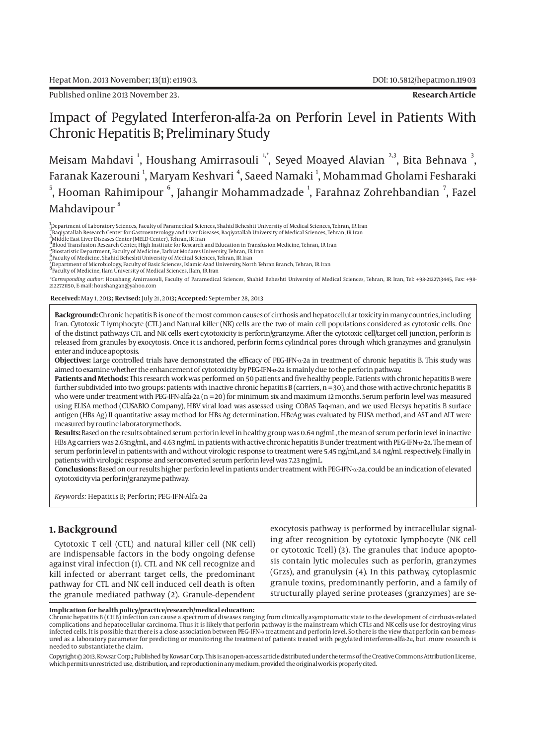Published online 2013 November 23.

**Research Article**

# Impact of Pegylated Interferon-alfa-2a on Perforin Level in Patients With Chronic Hepatitis B; Preliminary Study

Meisam Mahdavi [1], Houshang Amirrasouli [1,*], Seyed Moayed Alavian [2,3], Bita Behnava [3], Faranak Kazerouni [1], Maryam Keshvari [4], Saeed Namaki [1], Mohammad Gholami Fesharaki [5], Hooman Rahimipour [6], Jahangir Mohammadzade [1], Farahnaz Zohrehbandian [7], Fazel Mahdavipour [8]

[1] Department of Laboratory Sciences, Faculty of Paramedical Sciences, Shahid Beheshti University of Medical Sciences, Tehran, IR Iran
[2] Baqiyatallah Research Center for Gastroenterology and Liver Diseases, Baqiyatallah University of Medical Sciences, Tehran, IR Iran
[3] Middle East Liver Diseases Center (MELD Center), Tehran, IR Iran
[4] Blood Transfusion Research Center, High Institute for Research and Education in Transfusion Medicine, Tehran, IR Iran
[5] Biostatistic Department, Faculty of Medicine, Tarbiat Modares University, Tehran, IR Iran
[6] Faculty of Medicine, Shahid Beheshti University of Medical Sciences, Tehran, IR Iran
[7] Department of Microbiology, Faculty of Basic Sciences, Islamic Azad University, North Tehran Branch, Tehran, IR Iran
[8] Faculty of Medicine, Ilam University of Medical Sciences, Ilam, IR Iran

*Corresponding author*: Houshang Amirrasouli, Faculty of Paramedical Sciences, Shahid Beheshti University of Medical Sciences, Tehran, IR Iran, Tel: +98-2122713445, Fax: +98-2122721150, E-mail: houshangan@yahoo.com

**Received:** May 1, 2013; **Revised:** July 21, 2013; **Accepted:** September 28, 2013

**Background:** Chronic hepatitis B is one of the most common causes of cirrhosis and hepatocellular toxicity in many countries, including Iran. Cytotoxic T lymphocyte (CTL) and Natural killer (NK) cells are the two of main cell populations considered as cytotoxic cells. One of the distinct pathways CTL and NK cells exert cytotoxicity is perforin/granzyme. After the cytotoxic cell/target cell junction, perforin is released from granules by exocytosis. Once it is anchored, perforin forms cylindrical pores through which granzymes and granulysin enter and induce apoptosis.

**Objectives:** Large controlled trials have demonstrated the efficacy of PEG-IFN-α-2a in treatment of chronic hepatitis B. This study was aimed to examine whether the enhancement of cytotoxicity by PEG-IFN-α-2a is mainly due to the perforin pathway.

**Patients and Methods:** This research work was performed on 50 patients and five healthy people. Patients with chronic hepatitis B were further subdivided into two groups: patients with inactive chronic hepatitis B (carriers, n = 30), and those with active chronic hepatitis B who were under treatment with PEG-IFN-alfa-2a (n = 20) for minimum six and maximum 12 months. Serum perforin level was measured using ELISA method (CUSABIO Company), HBV viral load was assessed using COBAS Taq-man, and we used Elecsys hepatitis B surface antigen (HBs Ag) II quantitative assay method for HBs Ag determination. HBeAg was evaluated by ELISA method, and AST and ALT were measured by routine laboratorymethods.

**Results:** Based on the results obtained serum perforin level in healthy group was 0.64 ng/mL, the mean of serum perforin level in inactive HBs Ag carriers was 2.63ng/mL, and 4.63 ng/mL in patients with active chronic hepatitis B under treatment with PEG-IFN-α-2a. The mean of serum perforin level in patients with and without virologic response to treatment were 5.45 ng/mL,and 3.4 ng/mL respectively. Finally in patients with virologic response and seroconverted serum perforin level was 7.23 ng/mL.

**Conclusions:** Based on our results higher perforin level in patients under treatment with PEG-IFN-α-2a, could be an indication of elevated cytotoxicity via perforin/granzyme pathway.

*Keywords:* Hepatitis B; Perforin; PEG-IFN-Alfa-2a

## 1. Background

Cytotoxic T cell (CTL) and natural killer cell (NK cell) are indispensable factors in the body ongoing defense against viral infection (1). CTL and NK cell recognize and kill infected or aberrant target cells, the predominant pathway for CTL and NK cell induced cell death is often the granule mediated pathway (2). Granule–dependent exocytosis pathway is performed by intracellular signaling after recognition by cytotoxic lymphocyte (NK cell or cytotoxic Tcell) (3). The granules that induce apoptosis contain lytic molecules such as perforin, granzymes (Grzs), and granulysin (4). In this pathway, cytoplasmic granule toxins, predominantly perforin, and a family of structurally played serine proteases (granzymes) are se-

**Implication for health policy/practice/research/medical education:**
Chronic hepatitis B (CHB) infection can cause a spectrum of diseases ranging from clinically asymptomatic state to the development of cirrhosis-related complications and hepatocellular carcinoma. Thus it is likely that perforin pathway is the mainstream which CTLs and NK cells use for destroying virus infected cells. It is possible that there is a close association between PEG-IFN-α treatment and perforin level. So there is the view that perforin can be measured as a laboratory parameter for predicting or monitoring the treatment of patients treated with pegylated interferon-alfa-2α, but .more research is needed to substantiate the claim.

Copyright © 2013, Kowsar Corp.; Published by Kowsar Corp. This is an open-access article distributed under the terms of the Creative Commons Attribution License, which permits unrestricted use, distribution, and reproduction in any medium, provided the original work is properly cited.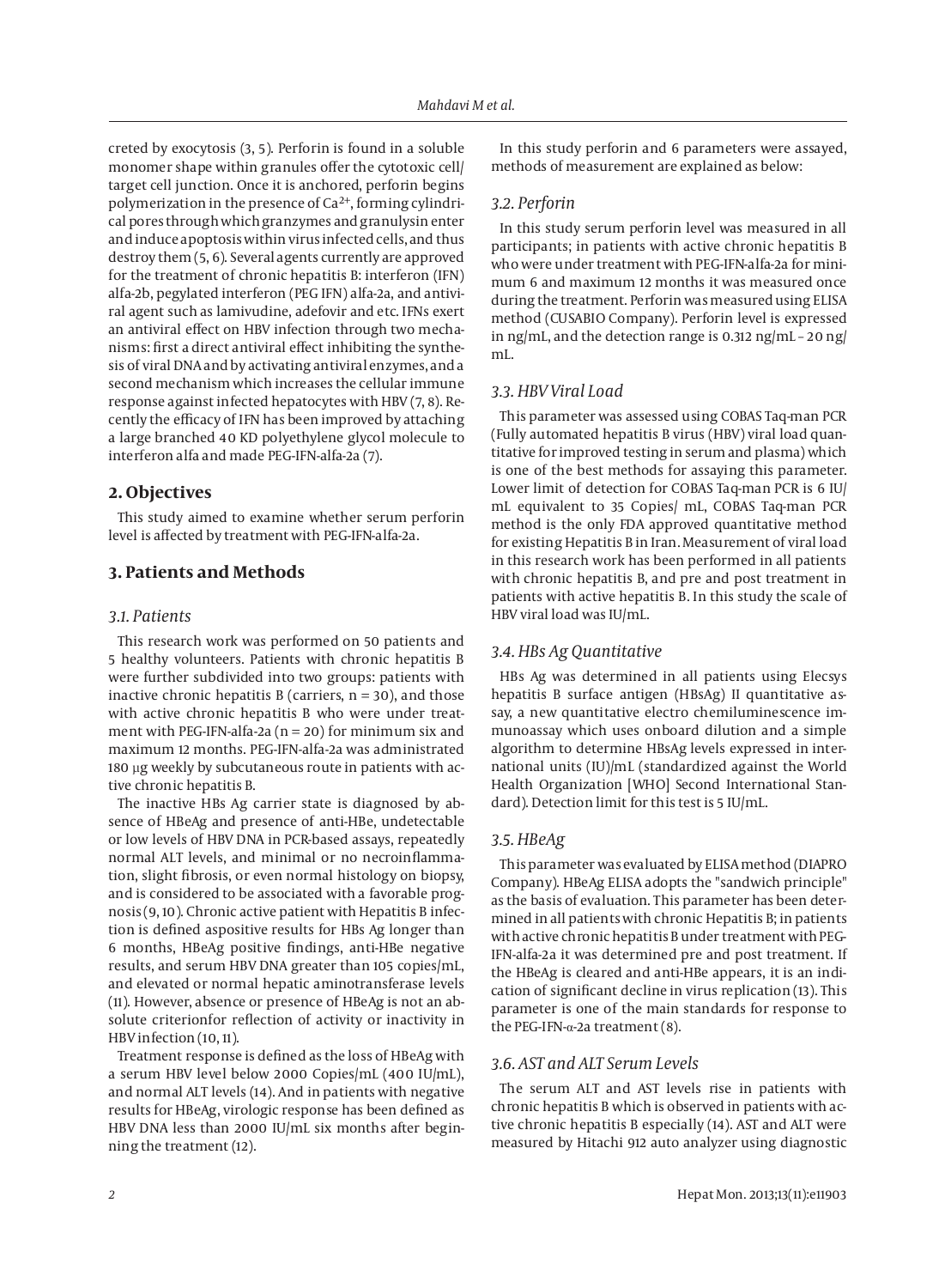creted by exocytosis (3, 5). Perforin is found in a soluble monomer shape within granules offer the cytotoxic cell/target cell junction. Once it is anchored, perforin begins polymerization in the presence of $Ca^{2+}$, forming cylindrical pores through which granzymes and granulysin enter and induce apoptosis within virus infected cells, and thus destroy them (5, 6). Several agents currently are approved for the treatment of chronic hepatitis B: interferon (IFN) alfa-2b, pegylated interferon (PEG IFN) alfa-2a, and antiviral agent such as lamivudine, adefovir and etc. IFNs exert an antiviral effect on HBV infection through two mechanisms: first a direct antiviral effect inhibiting the synthesis of viral DNA and by activating antiviral enzymes, and a second mechanism which increases the cellular immune response against infected hepatocytes with HBV (7, 8). Recently the efficacy of IFN has been improved by attaching a large branched 40 KD polyethylene glycol molecule to interferon alfa and made PEG-IFN-alfa-2a (7).

## 2. Objectives

This study aimed to examine whether serum perforin level is affected by treatment with PEG-IFN-alfa-2a.

## 3. Patients and Methods

### 3.1. Patients

This research work was performed on 50 patients and 5 healthy volunteers. Patients with chronic hepatitis B were further subdivided into two groups: patients with inactive chronic hepatitis B (carriers, n = 30), and those with active chronic hepatitis B who were under treatment with PEG-IFN-alfa-2a (n = 20) for minimum six and maximum 12 months. PEG-IFN-alfa-2a was administrated 180 µg weekly by subcutaneous route in patients with active chronic hepatitis B.

The inactive HBs Ag carrier state is diagnosed by absence of HBeAg and presence of anti-HBe, undetectable or low levels of HBV DNA in PCR-based assays, repeatedly normal ALT levels, and minimal or no necroinflammation, slight fibrosis, or even normal histology on biopsy, and is considered to be associated with a favorable prognosis (9, 10). Chronic active patient with Hepatitis B infection is defined aspositive results for HBs Ag longer than 6 months, HBeAg positive findings, anti-HBe negative results, and serum HBV DNA greater than 105 copies/mL, and elevated or normal hepatic aminotransferase levels (11). However, absence or presence of HBeAg is not an absolute criterionfor reflection of activity or inactivity in HBV infection (10, 11).

Treatment response is defined as the loss of HBeAg with a serum HBV level below 2000 Copies/mL (400 IU/mL), and normal ALT levels (14). And in patients with negative results for HBeAg, virologic response has been defined as HBV DNA less than 2000 IU/mL six months after beginning the treatment (12).

In this study perforin and 6 parameters were assayed, methods of measurement are explained as below:

### 3.2. Perforin

In this study serum perforin level was measured in all participants; in patients with active chronic hepatitis B who were under treatment with PEG-IFN-alfa-2a for minimum 6 and maximum 12 months it was measured once during the treatment. Perforin was measured using ELISA method (CUSABIO Company). Perforin level is expressed in ng/mL, and the detection range is 0.312 ng/mL - 20 ng/mL.

### 3.3. HBV Viral Load

This parameter was assessed using COBAS Taq-man PCR (Fully automated hepatitis B virus (HBV) viral load quantitative for improved testing in serum and plasma) which is one of the best methods for assaying this parameter. Lower limit of detection for COBAS Taq-man PCR is 6 IU/mL equivalent to 35 Copies/ mL, COBAS Taq-man PCR method is the only FDA approved quantitative method for existing Hepatitis B in Iran. Measurement of viral load in this research work has been performed in all patients with chronic hepatitis B, and pre and post treatment in patients with active hepatitis B. In this study the scale of HBV viral load was IU/mL.

### 3.4. HBs Ag Quantitative

HBs Ag was determined in all patients using Elecsys hepatitis B surface antigen (HBsAg) II quantitative assay, a new quantitative electro chemiluminescence immunoassay which uses onboard dilution and a simple algorithm to determine HBsAg levels expressed in international units (IU)/mL (standardized against the World Health Organization [WHO] Second International Standard). Detection limit for this test is 5 IU/mL.

### 3.5. HBeAg

This parameter was evaluated by ELISA method (DIAPRO Company). HBeAg ELISA adopts the "sandwich principle" as the basis of evaluation. This parameter has been determined in all patients with chronic Hepatitis B; in patients with active chronic hepatitis B under treatment with PEG-IFN-alfa-2a it was determined pre and post treatment. If the HBeAg is cleared and anti-HBe appears, it is an indication of significant decline in virus replication (13). This parameter is one of the main standards for response to the PEG-IFN-α-2a treatment (8).

### 3.6. AST and ALT Serum Levels

The serum ALT and AST levels rise in patients with chronic hepatitis B which is observed in patients with active chronic hepatitis B especially (14). AST and ALT were measured by Hitachi 912 auto analyzer using diagnostic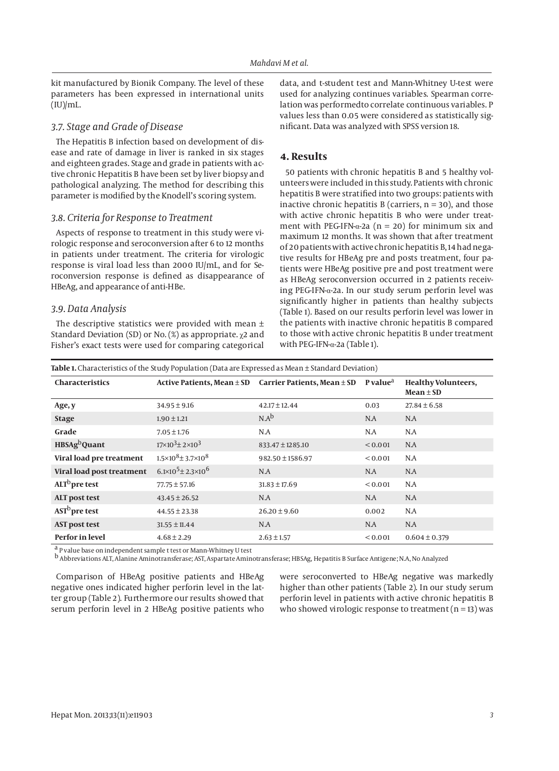kit manufactured by Bionik Company. The level of these parameters has been expressed in international units (IU)/mL.

### 3.7. Stage and Grade of Disease

The Hepatitis B infection based on development of disease and rate of damage in liver is ranked in six stages and eighteen grades. Stage and grade in patients with active chronic Hepatitis B have been set by liver biopsy and pathological analyzing. The method for describing this parameter is modified by the Knodell's scoring system.

### 3.8. Criteria for Response to Treatment

Aspects of response to treatment in this study were virologic response and seroconversion after 6 to 12 months in patients under treatment. The criteria for virologic response is viral load less than 2000 IU/mL, and for Seroconversion response is defined as disappearance of HBeAg, and appearance of anti-HBe.

### 3.9. Data Analysis

The descriptive statistics were provided with mean ± Standard Deviation (SD) or No. (%) as appropriate. $\chi2$ and Fisher's exact tests were used for comparing categorical data, and t-student test and Mann-Whitney U-test were used for analyzing continues variables. Spearman correlation was performedto correlate continuous variables. P values less than 0.05 were considered as statistically significant. Data was analyzed with SPSS version 18.

## 4. Results

50 patients with chronic hepatitis B and 5 healthy volunteers were included in this study. Patients with chronic hepatitis B were stratified into two groups: patients with inactive chronic hepatitis B (carriers, n = 30), and those with active chronic hepatitis B who were under treatment with PEG-IFN-α-2a (n = 20) for minimum six and maximum 12 months. It was shown that after treatment of 20 patients with active chronic hepatitis B, 14 had negative results for HBeAg pre and posts treatment, four patients were HBeAg positive pre and post treatment were as HBeAg seroconversion occurred in 2 patients receiving PEG-IFN-α-2a. In our study serum perforin level was significantly higher in patients than healthy subjects (Table 1). Based on our results perforin level was lower in the patients with inactive chronic hepatitis B compared to those with active chronic hepatitis B under treatment with PEG-IFN-α-2a (Table 1).

**Table 1.** Characteristics of the Study Population (Data are Expressed as Mean ± Standard Deviation)

| Characteristics | Active Patients, Mean ± SD | Carrier Patients, Mean ± SD | P value[a] | Healthy Volunteers, Mean ± SD |
|---|---|---|---|---|
| Age, y | 34.95 ± 9.16 | 42.17 ± 12.44 | 0.03 | 27.84 ± 6.58 |
| Stage | 1.90 ± 1.21 | N.A[b] | N.A | N.A |
| Grade | 7.05 ± 1.76 | N.A | N.A | N.A |
| HBSAg[b] Quant | $17\times10^3 \pm 2\times10^3$ | 833.47 ± 1285.10 | < 0.001 | N.A |
| Viral load pre treatment | $1.5\times10^8 \pm 3.7\times10^8$ | 982.50 ± 1586.97 | < 0.001 | N.A |
| Viral load post treatment | $6.1\times10^5 \pm 2.3\times10^6$ | N.A | N.A | N.A |
| ALT[b] pre test | 77.75 ± 57.16 | 31.83 ± 17.69 | < 0.001 | N.A |
| ALT post test | 43.45 ± 26.52 | N.A | N.A | N.A |
| AST[b] pre test | 44.55 ± 23.38 | 26.20 ± 9.60 | 0.002 | N.A |
| AST post test | 31.55 ± 11.44 | N.A | N.A | N.A |
| Perfor in level | 4.68 ± 2.29 | 2.63 ± 1.57 | < 0.001 | 0.604 ± 0.379 |

[a] P value base on independent sample t test or Mann-Whitney U test
[b] Abbreviations ALT, Alanine Aminotransferase; AST, Aspartate Aminotransferase; HBSAg, Hepatitis B Surface Antigene; N.A, No Analyzed

Comparison of HBeAg positive patients and HBeAg negative ones indicated higher perforin level in the latter group (Table 2). Furthermore our results showed that serum perforin level in 2 HBeAg positive patients who were seroconverted to HBeAg negative was markedly higher than other patients (Table 2). In our study serum perforin level in patients with active chronic hepatitis B who showed virologic response to treatment (n = 13) was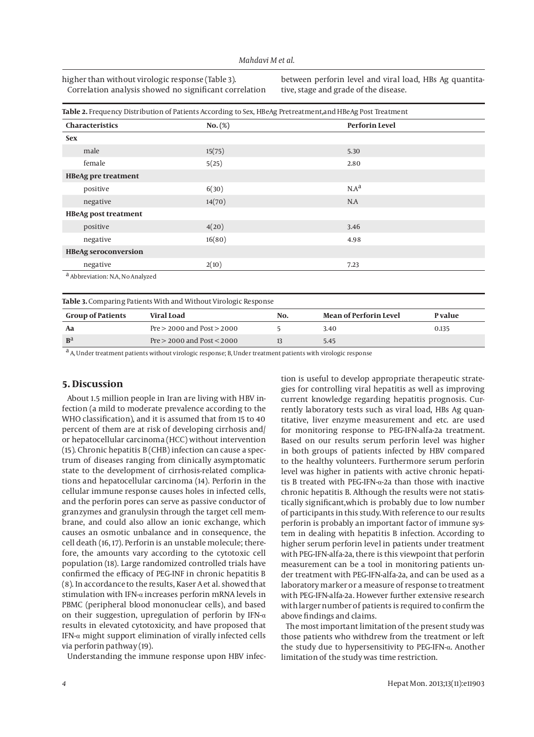higher than without virologic response (Table 3).

Correlation analysis showed no significant correlation between perforin level and viral load, HBs Ag quantitative, stage and grade of the disease.

**Table 2.** Frequency Distribution of Patients According to Sex, HBeAg Pretreatment, and HBeAg Post Treatment

| Characteristics | No. (%) | Perforin Level |
|---|---|---|
| **Sex** | | |
| male | 15(75) | 5.30 |
| female | 5(25) | 2.80 |
| **HBeAg pre treatment** | | |
| positive | 6(30) | N.A[a] |
| negative | 14(70) | N.A |
| **HBeAg post treatment** | | |
| positive | 4(20) | 3.46 |
| negative | 16(80) | 4.98 |
| **HBeAg seroconversion** | | |
| negative | 2(10) | 7.23 |

[a] Abbreviation: NA, No Analyzed

**Table 3.** Comparing Patients With and Without Virologic Response

| Group of Patients | Viral Load | No. | Mean of Perforin Level | P value |
|---|---|---|---|---|
| **Aa** | Pre > 2000 and Post > 2000 | 5 | 3.40 | 0.135 |
| **B**[a] | Pre > 2000 and Post < 2000 | 13 | 5.45 | |

[a] A, Under treatment patients without virologic response; B, Under treatment patients with virologic response

## 5. Discussion

About 1.5 million people in Iran are living with HBV infection (a mild to moderate prevalence according to the WHO classification), and it is assumed that from 15 to 40 percent of them are at risk of developing cirrhosis and/or hepatocellular carcinoma (HCC) without intervention (15). Chronic hepatitis B (CHB) infection can cause a spectrum of diseases ranging from clinically asymptomatic state to the development of cirrhosis-related complications and hepatocellular carcinoma (14). Perforin in the cellular immune response causes holes in infected cells, and the perforin pores can serve as passive conductor of granzymes and granulysin through the target cell membrane, and could also allow an ionic exchange, which causes an osmotic unbalance and in consequence, the cell death (16, 17). Perforin is an unstable molecule; therefore, the amounts vary according to the cytotoxic cell population (18). Large randomized controlled trials have confirmed the efficacy of PEG-INF in chronic hepatitis B (8). In accordance to the results, Kaser A et al. showed that stimulation with IFN-α increases perforin mRNA levels in PBMC (peripheral blood mononuclear cells), and based on their suggestion, upregulation of perforin by IFN-α results in elevated cytotoxicity, and have proposed that IFN-α might support elimination of virally infected cells via perforin pathway (19).

Understanding the immune response upon HBV infection is useful to develop appropriate therapeutic strategies for controlling viral hepatitis as well as improving current knowledge regarding hepatitis prognosis. Currently laboratory tests such as viral load, HBs Ag quantitative, liver enzyme measurement and etc. are used for monitoring response to PEG-IFN-alfa-2a treatment. Based on our results serum perforin level was higher in both groups of patients infected by HBV compared to the healthy volunteers. Furthermore serum perforin level was higher in patients with active chronic hepatitis B treated with PEG-IFN-α-2a than those with inactive chronic hepatitis B. Although the results were not statistically significant,which is probably due to low number of participants in this study. With reference to our results perforin is probably an important factor of immune system in dealing with hepatitis B infection. According to higher serum perforin level in patients under treatment with PEG-IFN-alfa-2a, there is this viewpoint that perforin measurement can be a tool in monitoring patients under treatment with PEG-IFN-alfa-2a, and can be used as a laboratory marker or a measure of response to treatment with PEG-IFN-alfa-2a. However further extensive research with larger number of patients is required to confirm the above findings and claims.

The most important limitation of the present study was those patients who withdrew from the treatment or left the study due to hypersensitivity to PEG-IFN-α. Another limitation of the study was time restriction.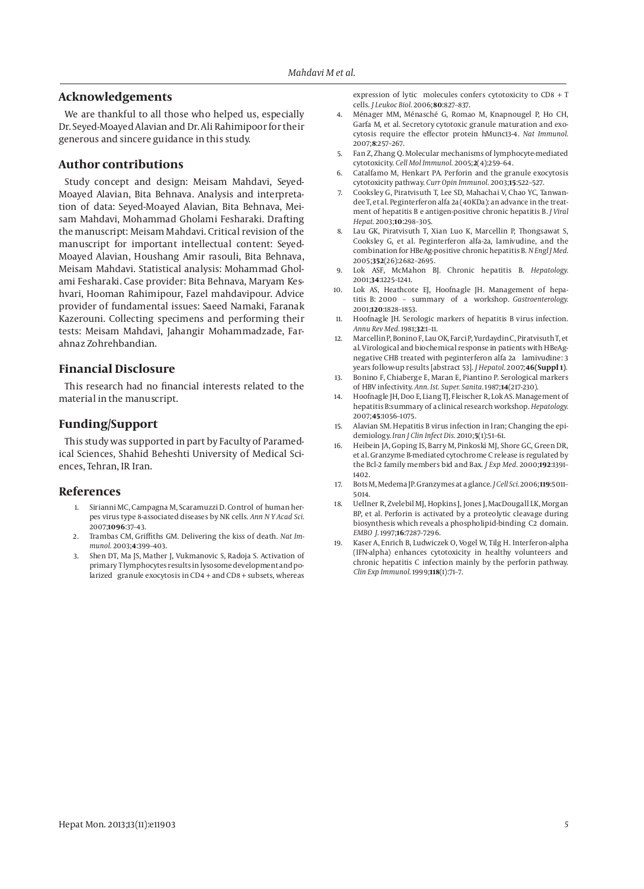## Acknowledgements

We are thankful to all those who helped us, especially Dr. Seyed-Moayed Alavian and Dr. Ali Rahimipoor for their generous and sincere guidance in this study.

## Author contributions

Study concept and design: Meisam Mahdavi, Seyed-Moayed Alavian, Bita Behnava. Analysis and interpretation of data: Seyed-Moayed Alavian, Bita Behnava, Meisam Mahdavi, Mohammad Gholami Fesharaki. Drafting the manuscript: Meisam Mahdavi. Critical revision of the manuscript for important intellectual content: Seyed-Moayed Alavian, Houshang Amir rasouli, Bita Behnava, Meisam Mahdavi. Statistical analysis: Mohammad Gholami Fesharaki. Case provider: Bita Behnava, Maryam Keshvari, Hooman Rahimipour, Fazel mahdavipour. Advice provider of fundamental issues: Saeed Namaki, Faranak Kazerouni. Collecting specimens and performing their tests: Meisam Mahdavi, Jahangir Mohammadzade, Farahnaz Zohrehbandian.

## Financial Disclosure

This research had no financial interests related to the material in the manuscript.

## Funding/Support

This study was supported in part by Faculty of Paramedical Sciences, Shahid Beheshti University of Medical Sciences, Tehran, IR Iran.

## References

1. Sirianni MC, Campagna M, Scaramuzzi D. Control of human herpes virus type 8-associated diseases by NK cells. *Ann N Y Acad Sci.* 2007;**1096**:37–43.
2. Trambas CM, Griffiths GM. Delivering the kiss of death. *Nat Immunol.* 2003;**4**:399–403.
3. Shen DT, Ma JS, Mather J, Vukmanovic S, Radoja S. Activation of primary T lymphocytes results in lysosome development and polarized granule exocytosis in CD4 + and CD8 + subsets, whereas expression of lytic molecules confers cytotoxicity to CD8 + T cells. *J Leukoc Biol.* 2006;**80**:827–837.
4. Ménager MM, Ménasché G, Romao M, Knapnougel P, Ho CH, Garfa M, et al. Secretory cytotoxic granule maturation and exocytosis require the effector protein hMunc13-4. *Nat Immunol.* 2007;**8**:257–267.
5. Fan Z, Zhang Q. Molecular mechanisms of lymphocyte-mediated cytotoxicity. *Cell Mol Immunol.* 2005;**2**(4):259–64.
6. Catalfamo M, Henkart PA. Perforin and the granule exocytosis cytotoxicity pathway. *Curr Opin Immunol.* 2003;**15**:522–527.
7. Cooksley G, Piratvisuth T, Lee SD, Mahachai V, Chao YC, Tanwandee T, et al. Peginterferon alfa 2a (40KDa): an advance in the treatment of hepatitis B e antigen-positive chronic hepatitis B. *J Viral Hepat.* 2003;**10**:298–305.
8. Lau GK, Piratvisuth T, Xian Luo K, Marcellin P, Thongsawat S, Cooksley G, et al. Peginterferon alfa-2a, lamivudine, and the combination for HBeAg-positive chronic hepatitis B. *N Engl J Med.* 2005;**352**(26):2682–2695.
9. Lok ASF, McMahon BJ. Chronic hepatitis B. *Hepatology.* 2001;**34**:1225–1241.
10. Lok AS, Heathcote EJ, Hoofnagle JH. Management of hepatitis B: 2000 – summary of a workshop. *Gastroenterology.* 2001;**120**:1828–1853.
11. Hoofnagle JH. Serologic markers of hepatitis B virus infection. *Annu Rev Med.* 1981;**32**:1–11.
12. Marcellin P, Bonino F, Lau OK, Farci P, Yurdaydin C, Piratvisuth T, et al. Virological and biochemical response in patients with HBeAg-negative CHB treated with peginterferon alfa 2a lamivudine: 3 years follow-up results [abstract 53]. *J Hepatol.* 2007;**46(Suppl 1)**.
13. Bonino F, Chiaberge E, Maran E, Piantino P. Serological markers of HBV infectivity. *Ann. Ist. Super. Sanita.* 1987;**14**(217-230).
14. Hoofnagle JH, Doo E, Liang TJ, Fleischer R, Lok AS. Management of hepatitis B:summary of a clinical research workshop. *Hepatology.* 2007;**45**:1056–1075.
15. Alavian SM. Hepatitis B virus infection in Iran; Changing the epidemiology. *Iran J Clin Infect Dis.* 2010;**5**(1):51–61.
16. Heibein JA, Goping IS, Barry M, Pinkoski MJ, Shore GC, Green DR, et al. Granzyme B-mediated cytochrome C release is regulated by the Bcl-2 family members bid and Bax. *J Exp Med.* 2000;**192**:1391–1402.
17. Bots M, Medema JP. Granzymes at a glance. *J Cell Sci.* 2006;**119**:5011–5014.
18. Uellner R, Zvelebil MJ, Hopkins J, Jones J, MacDougall LK, Morgan BP, et al. Perforin is activated by a proteolytic cleavage during biosynthesis which reveals a phospholipid-binding C2 domain. *EMBO J.* 1997;**16**:7287–7296.
19. Kaser A, Enrich B, Ludwiczek O, Vogel W, Tilg H. Interferon-alpha (IFN-alpha) enhances cytotoxicity in healthy volunteers and chronic hepatitis C infection mainly by the perforin pathway. *Clin Exp Immunol.* 1999;**118**(1):71–7.